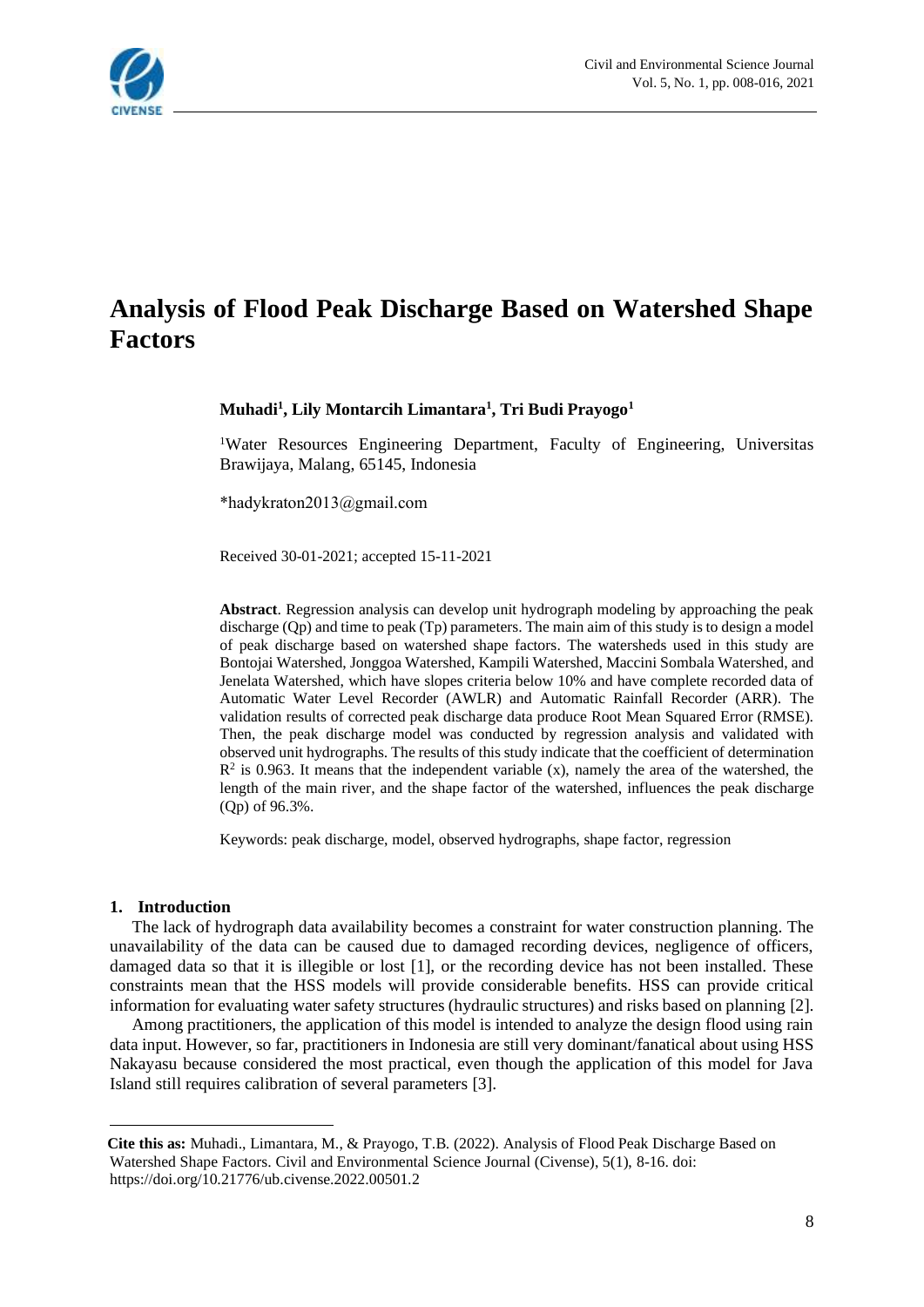# Analysis of Flood Peak Discharge Based on Watershed Shape Factors

**Muhadi[1], Lily Montarcih Limantara[1], Tri Budi Prayogo[1]**

[1]Water Resources Engineering Department, Faculty of Engineering, Universitas Brawijaya, Malang, 65145, Indonesia

*hadykraton2013@gmail.com

Received 30-01-2021; accepted 15-11-2021

**Abstract**. Regression analysis can develop unit hydrograph modeling by approaching the peak discharge (Qp) and time to peak (Tp) parameters. The main aim of this study is to design a model of peak discharge based on watershed shape factors. The watersheds used in this study are Bontojai Watershed, Jonggoa Watershed, Kampili Watershed, Maccini Sombala Watershed, and Jenelata Watershed, which have slopes criteria below 10% and have complete recorded data of Automatic Water Level Recorder (AWLR) and Automatic Rainfall Recorder (ARR). The validation results of corrected peak discharge data produce Root Mean Squared Error (RMSE). Then, the peak discharge model was conducted by regression analysis and validated with observed unit hydrographs. The results of this study indicate that the coefficient of determination $R^2$ is 0.963. It means that the independent variable (x), namely the area of the watershed, the length of the main river, and the shape factor of the watershed, influences the peak discharge (Qp) of 96.3%.

Keywords: peak discharge, model, observed hydrographs, shape factor, regression

## 1. Introduction

The lack of hydrograph data availability becomes a constraint for water construction planning. The unavailability of the data can be caused due to damaged recording devices, negligence of officers, damaged data so that it is illegible or lost [1], or the recording device has not been installed. These constraints mean that the HSS models will provide considerable benefits. HSS can provide critical information for evaluating water safety structures (hydraulic structures) and risks based on planning [2].

Among practitioners, the application of this model is intended to analyze the design flood using rain data input. However, so far, practitioners in Indonesia are still very dominant/fanatical about using HSS Nakayasu because considered the most practical, even though the application of this model for Java Island still requires calibration of several parameters [3].

---

**Cite this as:** Muhadi., Limantara, M., & Prayogo, T.B. (2022). Analysis of Flood Peak Discharge Based on Watershed Shape Factors. Civil and Environmental Science Journal (Civense), 5(1), 8-16. doi: https://doi.org/10.21776/ub.civense.2022.00501.2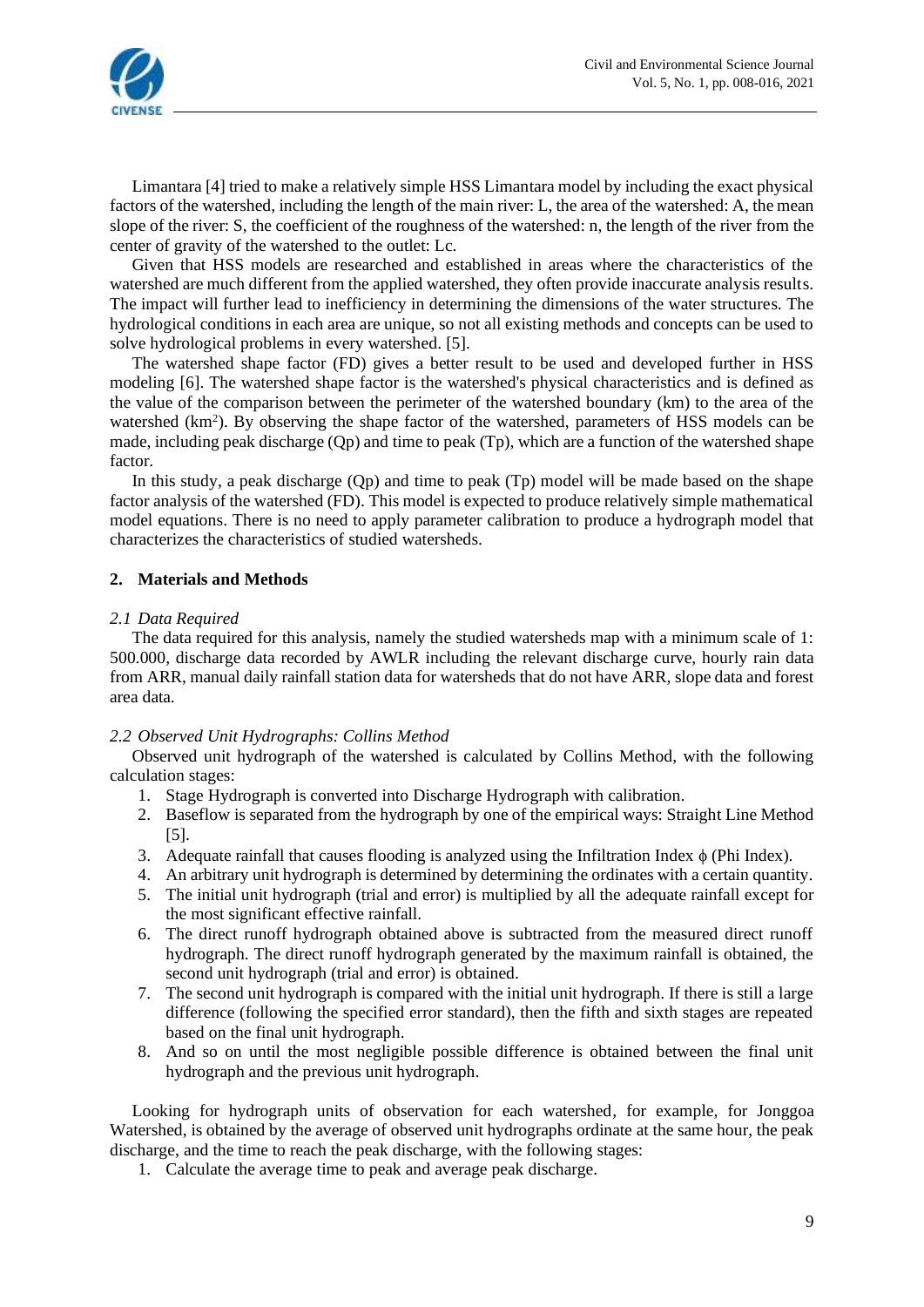Limantara [4] tried to make a relatively simple HSS Limantara model by including the exact physical factors of the watershed, including the length of the main river: L, the area of the watershed: A, the mean slope of the river: S, the coefficient of the roughness of the watershed: n, the length of the river from the center of gravity of the watershed to the outlet: Lc.

Given that HSS models are researched and established in areas where the characteristics of the watershed are much different from the applied watershed, they often provide inaccurate analysis results. The impact will further lead to inefficiency in determining the dimensions of the water structures. The hydrological conditions in each area are unique, so not all existing methods and concepts can be used to solve hydrological problems in every watershed. [5].

The watershed shape factor (FD) gives a better result to be used and developed further in HSS modeling [6]. The watershed shape factor is the watershed's physical characteristics and is defined as the value of the comparison between the perimeter of the watershed boundary (km) to the area of the watershed ($km^2$). By observing the shape factor of the watershed, parameters of HSS models can be made, including peak discharge (Qp) and time to peak (Tp), which are a function of the watershed shape factor.

In this study, a peak discharge (Qp) and time to peak (Tp) model will be made based on the shape factor analysis of the watershed (FD). This model is expected to produce relatively simple mathematical model equations. There is no need to apply parameter calibration to produce a hydrograph model that characterizes the characteristics of studied watersheds.

## 2. Materials and Methods

### *2.1 Data Required*

The data required for this analysis, namely the studied watersheds map with a minimum scale of 1: 500.000, discharge data recorded by AWLR including the relevant discharge curve, hourly rain data from ARR, manual daily rainfall station data for watersheds that do not have ARR, slope data and forest area data.

### *2.2 Observed Unit Hydrographs: Collins Method*

Observed unit hydrograph of the watershed is calculated by Collins Method, with the following calculation stages:

1. Stage Hydrograph is converted into Discharge Hydrograph with calibration.
2. Baseflow is separated from the hydrograph by one of the empirical ways: Straight Line Method [5].
3. Adequate rainfall that causes flooding is analyzed using the Infiltration Index $\phi$ (Phi Index).
4. An arbitrary unit hydrograph is determined by determining the ordinates with a certain quantity.
5. The initial unit hydrograph (trial and error) is multiplied by all the adequate rainfall except for the most significant effective rainfall.
6. The direct runoff hydrograph obtained above is subtracted from the measured direct runoff hydrograph. The direct runoff hydrograph generated by the maximum rainfall is obtained, the second unit hydrograph (trial and error) is obtained.
7. The second unit hydrograph is compared with the initial unit hydrograph. If there is still a large difference (following the specified error standard), then the fifth and sixth stages are repeated based on the final unit hydrograph.
8. And so on until the most negligible possible difference is obtained between the final unit hydrograph and the previous unit hydrograph.

Looking for hydrograph units of observation for each watershed, for example, for Jonggoa Watershed, is obtained by the average of observed unit hydrographs ordinate at the same hour, the peak discharge, and the time to reach the peak discharge, with the following stages:

1. Calculate the average time to peak and average peak discharge.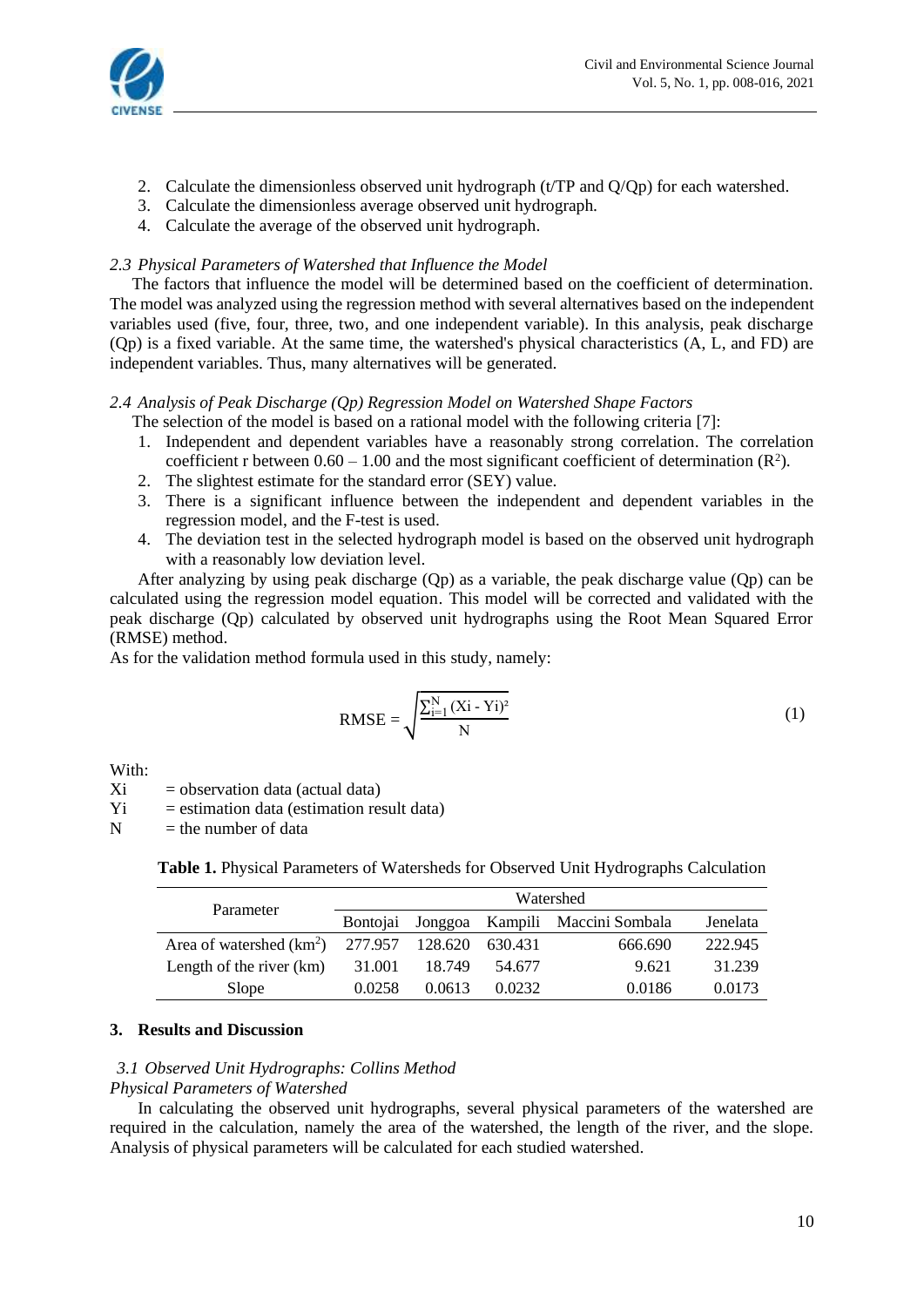2. Calculate the dimensionless observed unit hydrograph (t/TP and Q/Qp) for each watershed.
3. Calculate the dimensionless average observed unit hydrograph.
4. Calculate the average of the observed unit hydrograph.

### 2.3 Physical Parameters of Watershed that Influence the Model

The factors that influence the model will be determined based on the coefficient of determination. The model was analyzed using the regression method with several alternatives based on the independent variables used (five, four, three, two, and one independent variable). In this analysis, peak discharge (Qp) is a fixed variable. At the same time, the watershed's physical characteristics (A, L, and FD) are independent variables. Thus, many alternatives will be generated.

### 2.4 Analysis of Peak Discharge (Qp) Regression Model on Watershed Shape Factors

The selection of the model is based on a rational model with the following criteria [7]:

1. Independent and dependent variables have a reasonably strong correlation. The correlation coefficient r between 0.60 – 1.00 and the most significant coefficient of determination ($R^2$).
2. The slightest estimate for the standard error (SEY) value.
3. There is a significant influence between the independent and dependent variables in the regression model, and the F-test is used.
4. The deviation test in the selected hydrograph model is based on the observed unit hydrograph with a reasonably low deviation level.

After analyzing by using peak discharge (Qp) as a variable, the peak discharge value (Qp) can be calculated using the regression model equation. This model will be corrected and validated with the peak discharge (Qp) calculated by observed unit hydrographs using the Root Mean Squared Error (RMSE) method.

As for the validation method formula used in this study, namely:

$$\text{RMSE} = \sqrt{\frac{\sum_{i=1}^{N} (Xi - Yi)^2}{N}} \quad (1)$$

With:

Xi = observation data (actual data)

Yi = estimation data (estimation result data)

N = the number of data

**Table 1.** Physical Parameters of Watersheds for Observed Unit Hydrographs Calculation

| Parameter | Watershed | | | | |
|---|---|---|---|---|---|
| | Bontojai | Jonggoa | Kampili | Maccini Sombala | Jenelata |
| Area of watershed ($km^2$) | 277.957 | 128.620 | 630.431 | 666.690 | 222.945 |
| Length of the river (km) | 31.001 | 18.749 | 54.677 | 9.621 | 31.239 |
| Slope | 0.0258 | 0.0613 | 0.0232 | 0.0186 | 0.0173 |

## 3. Results and Discussion

### 3.1 Observed Unit Hydrographs: Collins Method

*Physical Parameters of Watershed*

In calculating the observed unit hydrographs, several physical parameters of the watershed are required in the calculation, namely the area of the watershed, the length of the river, and the slope. Analysis of physical parameters will be calculated for each studied watershed.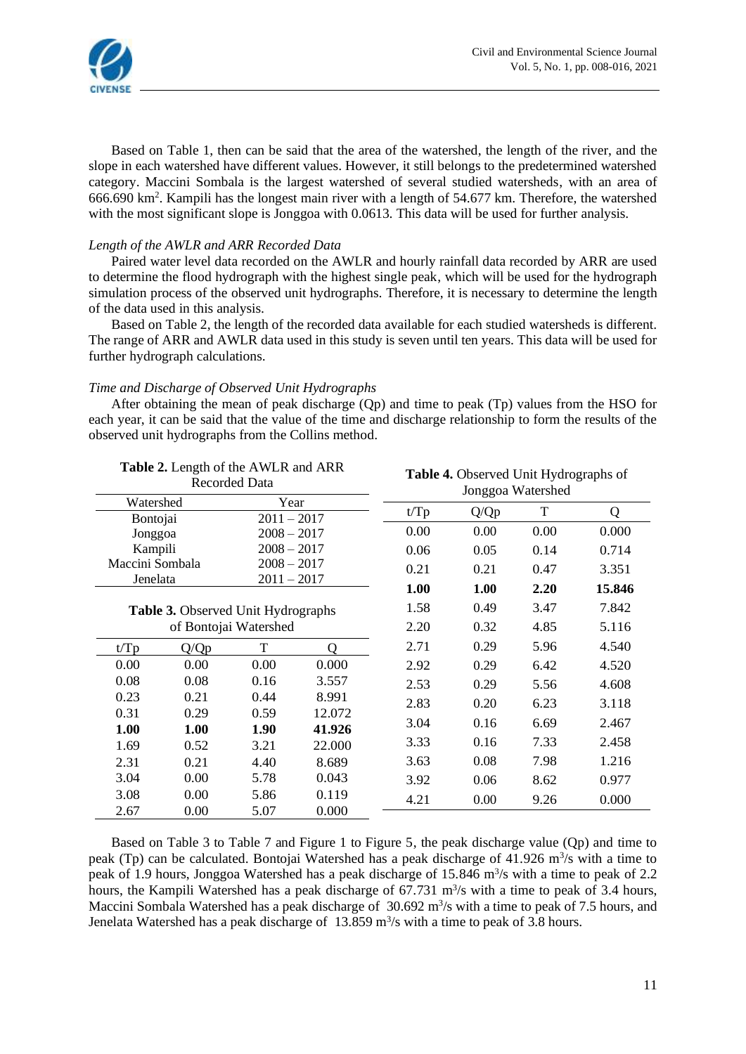Based on Table 1, then can be said that the area of the watershed, the length of the river, and the slope in each watershed have different values. However, it still belongs to the predetermined watershed category. Maccini Sombala is the largest watershed of several studied watersheds, with an area of 666.690 km$^2$. Kampili has the longest main river with a length of 54.677 km. Therefore, the watershed with the most significant slope is Jonggoa with 0.0613. This data will be used for further analysis.

*Length of the AWLR and ARR Recorded Data*

Paired water level data recorded on the AWLR and hourly rainfall data recorded by ARR are used to determine the flood hydrograph with the highest single peak, which will be used for the hydrograph simulation process of the observed unit hydrographs. Therefore, it is necessary to determine the length of the data used in this analysis.

Based on Table 2, the length of the recorded data available for each studied watersheds is different. The range of ARR and AWLR data used in this study is seven until ten years. This data will be used for further hydrograph calculations.

*Time and Discharge of Observed Unit Hydrographs*

After obtaining the mean of peak discharge (Qp) and time to peak (Tp) values from the HSO for each year, it can be said that the value of the time and discharge relationship to form the results of the observed unit hydrographs from the Collins method.

**Table 2.** Length of the AWLR and ARR Recorded Data

| Watershed | Year |
|---|---|
| Bontojai | 2011 – 2017 |
| Jonggoa | 2008 – 2017 |
| Kampili | 2008 – 2017 |
| Maccini Sombala | 2008 – 2017 |
| Jenelata | 2011 – 2017 |

**Table 3.** Observed Unit Hydrographs of Bontojai Watershed

| t/Tp | Q/Qp | T | Q |
|---|---|---|---|
| 0.00 | 0.00 | 0.00 | 0.000 |
| 0.08 | 0.08 | 0.16 | 3.557 |
| 0.23 | 0.21 | 0.44 | 8.991 |
| 0.31 | 0.29 | 0.59 | 12.072 |
| **1.00** | **1.00** | **1.90** | **41.926** |
| 1.69 | 0.52 | 3.21 | 22.000 |
| 2.31 | 0.21 | 4.40 | 8.689 |
| 3.04 | 0.00 | 5.78 | 0.043 |
| 3.08 | 0.00 | 5.86 | 0.119 |
| 2.67 | 0.00 | 5.07 | 0.000 |

**Table 4.** Observed Unit Hydrographs of Jonggoa Watershed

| t/Tp | Q/Qp | T | Q |
|---|---|---|---|
| 0.00 | 0.00 | 0.00 | 0.000 |
| 0.06 | 0.05 | 0.14 | 0.714 |
| 0.21 | 0.21 | 0.47 | 3.351 |
| **1.00** | **1.00** | **2.20** | **15.846** |
| 1.58 | 0.49 | 3.47 | 7.842 |
| 2.20 | 0.32 | 4.85 | 5.116 |
| 2.71 | 0.29 | 5.96 | 4.540 |
| 2.92 | 0.29 | 6.42 | 4.520 |
| 2.53 | 0.29 | 5.56 | 4.608 |
| 2.83 | 0.20 | 6.23 | 3.118 |
| 3.04 | 0.16 | 6.69 | 2.467 |
| 3.33 | 0.16 | 7.33 | 2.458 |
| 3.63 | 0.08 | 7.98 | 1.216 |
| 3.92 | 0.06 | 8.62 | 0.977 |
| 4.21 | 0.00 | 9.26 | 0.000 |

Based on Table 3 to Table 7 and Figure 1 to Figure 5, the peak discharge value (Qp) and time to peak (Tp) can be calculated. Bontojai Watershed has a peak discharge of 41.926 m$^3$/s with a time to peak of 1.9 hours, Jonggoa Watershed has a peak discharge of 15.846 m$^3$/s with a time to peak of 2.2 hours, the Kampili Watershed has a peak discharge of 67.731 m$^3$/s with a time to peak of 3.4 hours, Maccini Sombala Watershed has a peak discharge of 30.692 m$^3$/s with a time to peak of 7.5 hours, and Jenelata Watershed has a peak discharge of 13.859 m$^3$/s with a time to peak of 3.8 hours.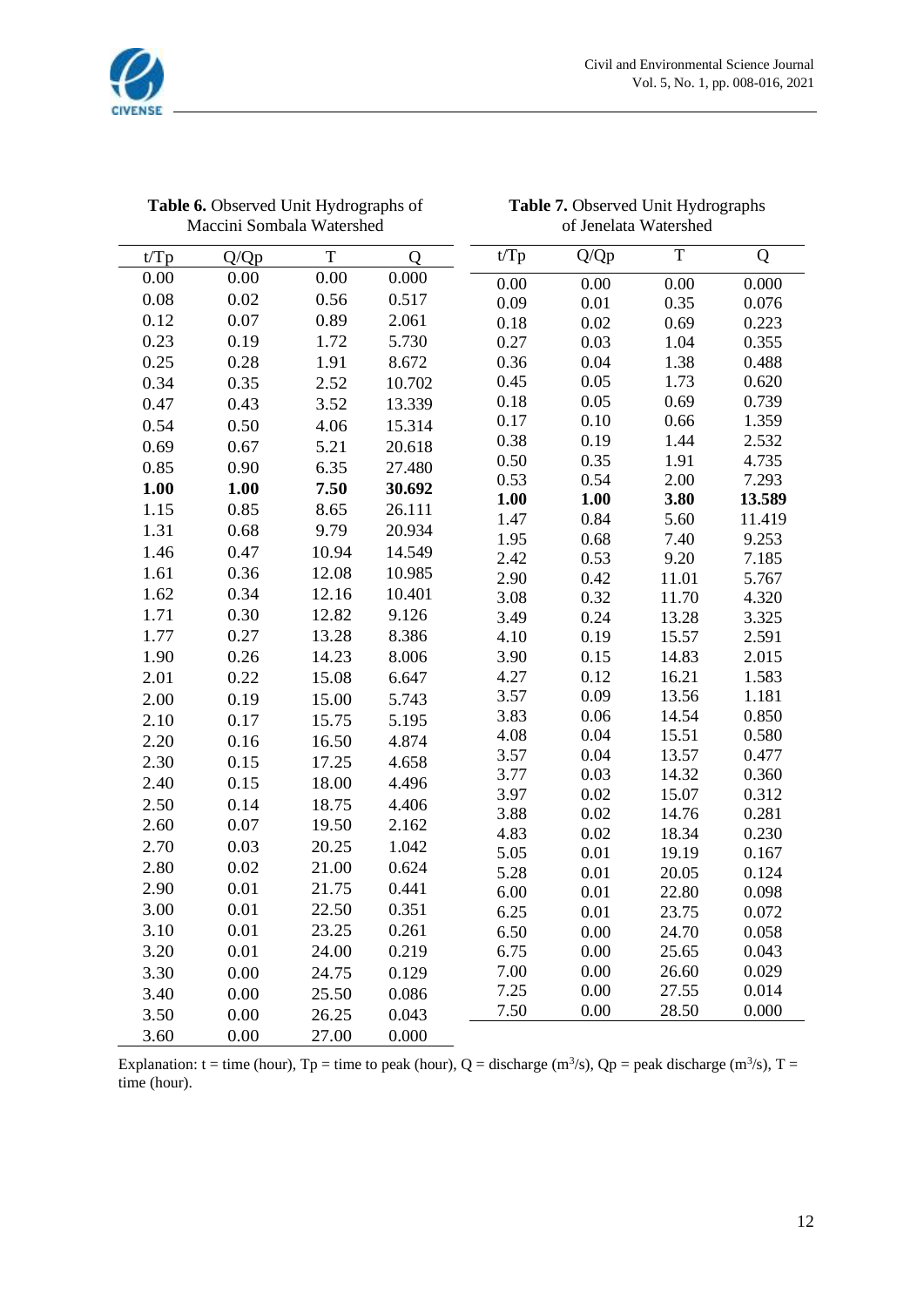**Table 6.** Observed Unit Hydrographs of Maccini Sombala Watershed

| t/Tp | Q/Qp | T | Q |
|---|---|---|---|
| 0.00 | 0.00 | 0.00 | 0.000 |
| 0.08 | 0.02 | 0.56 | 0.517 |
| 0.12 | 0.07 | 0.89 | 2.061 |
| 0.23 | 0.19 | 1.72 | 5.730 |
| 0.25 | 0.28 | 1.91 | 8.672 |
| 0.34 | 0.35 | 2.52 | 10.702 |
| 0.47 | 0.43 | 3.52 | 13.339 |
| 0.54 | 0.50 | 4.06 | 15.314 |
| 0.69 | 0.67 | 5.21 | 20.618 |
| 0.85 | 0.90 | 6.35 | 27.480 |
| **1.00** | **1.00** | **7.50** | **30.692** |
| 1.15 | 0.85 | 8.65 | 26.111 |
| 1.31 | 0.68 | 9.79 | 20.934 |
| 1.46 | 0.47 | 10.94 | 14.549 |
| 1.61 | 0.36 | 12.08 | 10.985 |
| 1.62 | 0.34 | 12.16 | 10.401 |
| 1.71 | 0.30 | 12.82 | 9.126 |
| 1.77 | 0.27 | 13.28 | 8.386 |
| 1.90 | 0.26 | 14.23 | 8.006 |
| 2.01 | 0.22 | 15.08 | 6.647 |
| 2.00 | 0.19 | 15.00 | 5.743 |
| 2.10 | 0.17 | 15.75 | 5.195 |
| 2.20 | 0.16 | 16.50 | 4.874 |
| 2.30 | 0.15 | 17.25 | 4.658 |
| 2.40 | 0.15 | 18.00 | 4.496 |
| 2.50 | 0.14 | 18.75 | 4.406 |
| 2.60 | 0.07 | 19.50 | 2.162 |
| 2.70 | 0.03 | 20.25 | 1.042 |
| 2.80 | 0.02 | 21.00 | 0.624 |
| 2.90 | 0.01 | 21.75 | 0.441 |
| 3.00 | 0.01 | 22.50 | 0.351 |
| 3.10 | 0.01 | 23.25 | 0.261 |
| 3.20 | 0.01 | 24.00 | 0.219 |
| 3.30 | 0.00 | 24.75 | 0.129 |
| 3.40 | 0.00 | 25.50 | 0.086 |
| 3.50 | 0.00 | 26.25 | 0.043 |
| 3.60 | 0.00 | 27.00 | 0.000 |

**Table 7.** Observed Unit Hydrographs of Jenelata Watershed

| t/Tp | Q/Qp | T | Q |
|---|---|---|---|
| 0.00 | 0.00 | 0.00 | 0.000 |
| 0.09 | 0.01 | 0.35 | 0.076 |
| 0.18 | 0.02 | 0.69 | 0.223 |
| 0.27 | 0.03 | 1.04 | 0.355 |
| 0.36 | 0.04 | 1.38 | 0.488 |
| 0.45 | 0.05 | 1.73 | 0.620 |
| 0.18 | 0.05 | 0.69 | 0.739 |
| 0.17 | 0.10 | 0.66 | 1.359 |
| 0.38 | 0.19 | 1.44 | 2.532 |
| 0.50 | 0.35 | 1.91 | 4.735 |
| 0.53 | 0.54 | 2.00 | 7.293 |
| **1.00** | **1.00** | **3.80** | **13.589** |
| 1.47 | 0.84 | 5.60 | 11.419 |
| 1.95 | 0.68 | 7.40 | 9.253 |
| 2.42 | 0.53 | 9.20 | 7.185 |
| 2.90 | 0.42 | 11.01 | 5.767 |
| 3.08 | 0.32 | 11.70 | 4.320 |
| 3.49 | 0.24 | 13.28 | 3.325 |
| 4.10 | 0.19 | 15.57 | 2.591 |
| 3.90 | 0.15 | 14.83 | 2.015 |
| 4.27 | 0.12 | 16.21 | 1.583 |
| 3.57 | 0.09 | 13.56 | 1.181 |
| 3.83 | 0.06 | 14.54 | 0.850 |
| 4.08 | 0.04 | 15.51 | 0.580 |
| 3.57 | 0.04 | 13.57 | 0.477 |
| 3.77 | 0.03 | 14.32 | 0.360 |
| 3.97 | 0.02 | 15.07 | 0.312 |
| 3.88 | 0.02 | 14.76 | 0.281 |
| 4.83 | 0.02 | 18.34 | 0.230 |
| 5.05 | 0.01 | 19.19 | 0.167 |
| 5.28 | 0.01 | 20.05 | 0.124 |
| 6.00 | 0.01 | 22.80 | 0.098 |
| 6.25 | 0.01 | 23.75 | 0.072 |
| 6.50 | 0.00 | 24.70 | 0.058 |
| 6.75 | 0.00 | 25.65 | 0.043 |
| 7.00 | 0.00 | 26.60 | 0.029 |
| 7.25 | 0.00 | 27.55 | 0.014 |
| 7.50 | 0.00 | 28.50 | 0.000 |

Explanation: t = time (hour), Tp = time to peak (hour), Q = discharge ($m^3/s$), Qp = peak discharge ($m^3/s$), T = time (hour).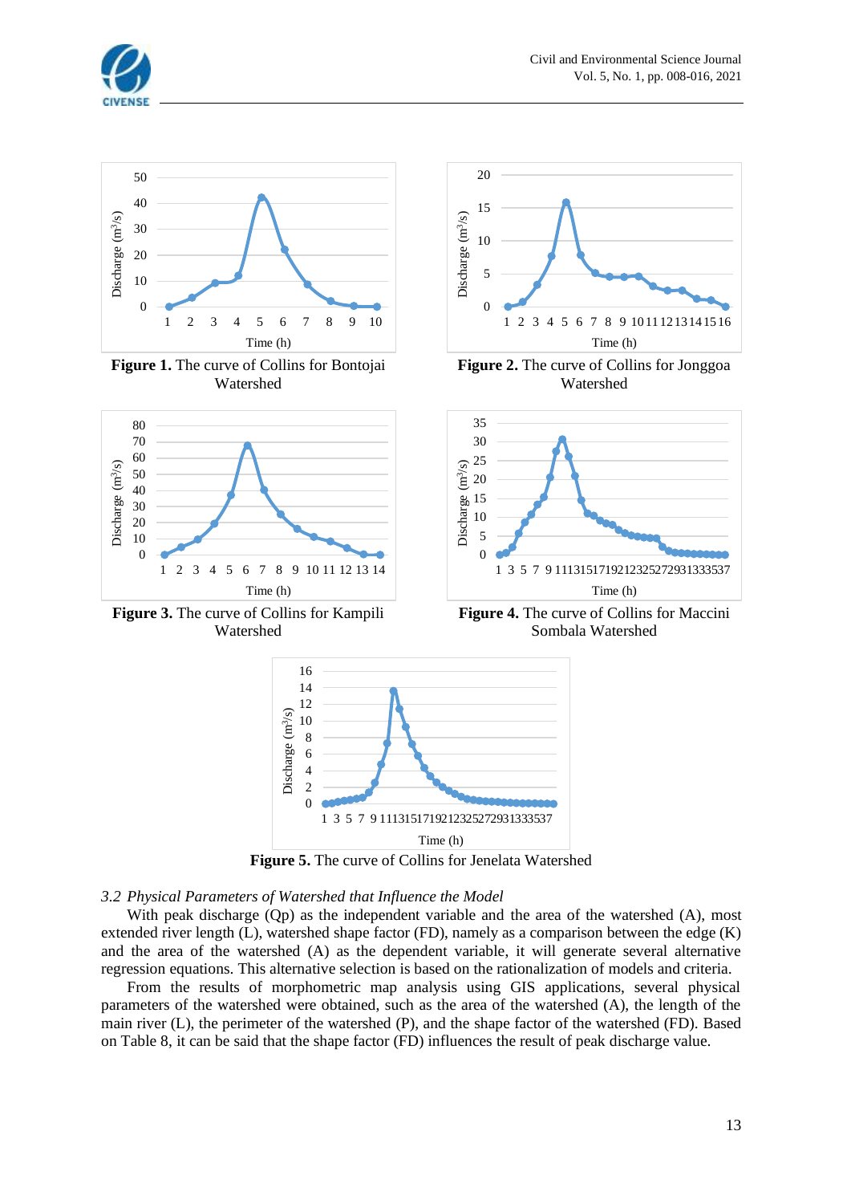**Figure 1.** The curve of Collins for Bontojai Watershed

**Figure 2.** The curve of Collins for Jonggoa Watershed

**Figure 3.** The curve of Collins for Kampili Watershed

**Figure 4.** The curve of Collins for Maccini Sombala Watershed

**Figure 5.** The curve of Collins for Jenelata Watershed

### *3.2 Physical Parameters of Watershed that Influence the Model*

With peak discharge (Qp) as the independent variable and the area of the watershed (A), most extended river length (L), watershed shape factor (FD), namely as a comparison between the edge (K) and the area of the watershed (A) as the dependent variable, it will generate several alternative regression equations. This alternative selection is based on the rationalization of models and criteria.

From the results of morphometric map analysis using GIS applications, several physical parameters of the watershed were obtained, such as the area of the watershed (A), the length of the main river (L), the perimeter of the watershed (P), and the shape factor of the watershed (FD). Based on Table 8, it can be said that the shape factor (FD) influences the result of peak discharge value.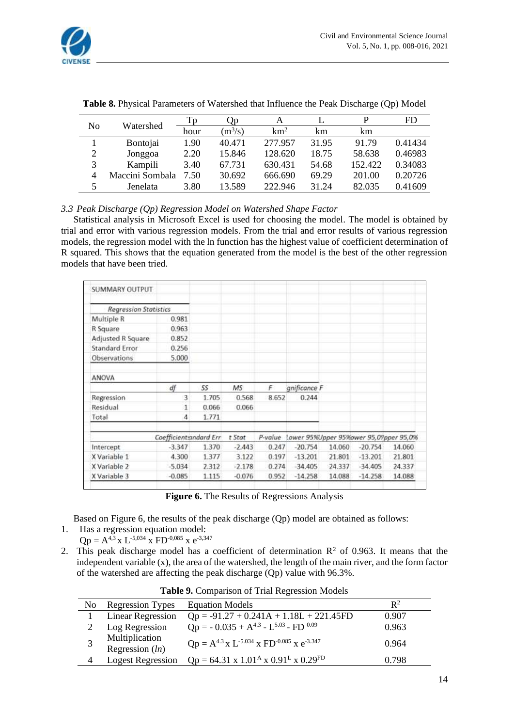**Table 8.** Physical Parameters of Watershed that Influence the Peak Discharge (Qp) Model

| No | Watershed | Tp | Qp | A | L | P | FD |
|---|---|---|---|---|---|---|---|
| | | hour | ($m^3$/s) | $km^2$ | km | km | |
| 1 | Bontojai | 1.90 | 40.471 | 277.957 | 31.95 | 91.79 | 0.41434 |
| 2 | Jonggoa | 2.20 | 15.846 | 128.620 | 18.75 | 58.638 | 0.46983 |
| 3 | Kampili | 3.40 | 67.731 | 630.431 | 54.68 | 152.422 | 0.34083 |
| 4 | Maccini Sombala | 7.50 | 30.692 | 666.690 | 69.29 | 201.00 | 0.20726 |
| 5 | Jenelata | 3.80 | 13.589 | 222.946 | 31.24 | 82.035 | 0.41609 |

### *3.3 Peak Discharge (Qp) Regression Model on Watershed Shape Factor*

Statistical analysis in Microsoft Excel is used for choosing the model. The model is obtained by trial and error with various regression models. From the trial and error results of various regression models, the regression model with the ln function has the highest value of coefficient determination of R squared. This shows that the equation generated from the model is the best of the other regression models that have been tried.

SUMMARY OUTPUT

| *Regression Statistics* | |
|---|---|
| Multiple R | 0.981 |
| R Square | 0.963 |
| Adjusted R Square | 0.852 |
| Standard Error | 0.256 |
| Observations | 5.000 |

ANOVA

| | df | SS | MS | F | Significance F |
|---|---|---|---|---|---|
| Regression | 3 | 1.705 | 0.568 | 8.652 | 0.244 |
| Residual | 1 | 0.066 | 0.066 | | |
| Total | 4 | 1.771 | | | |

| | Coefficients | Standard Error | t Stat | P-value | Lower 95% | Upper 95% | Lower 95,0% | Upper 95,0% |
|---|---|---|---|---|---|---|---|---|
| Intercept | -3.347 | 1.370 | -2.443 | 0.247 | -20.754 | 14.060 | -20.754 | 14.060 |
| X Variable 1 | 4.300 | 1.377 | 3.122 | 0.197 | -13.201 | 21.801 | -13.201 | 21.801 |
| X Variable 2 | -5.034 | 2.312 | -2.178 | 0.274 | -34.405 | 24.337 | -34.405 | 24.337 |
| X Variable 3 | -0.085 | 1.115 | -0.076 | 0.952 | -14.258 | 14.088 | -14.258 | 14.088 |

**Figure 6.** The Results of Regressions Analysis

Based on Figure 6, the results of the peak discharge (Qp) model are obtained as follows:

1. Has a regression equation model:
   $Qp = A^{4,3} \times L^{-5,034} \times FD^{-0,085} \times e^{-3,347}$
2. This peak discharge model has a coefficient of determination $R^2$ of 0.963. It means that the independent variable (x), the area of the watershed, the length of the main river, and the form factor of the watershed are affecting the peak discharge (Qp) value with 96.3%.

**Table 9.** Comparison of Trial Regression Models

| No | Regression Types | Equation Models | $R^2$ |
|---|---|---|---|
| 1 | Linear Regression | $Qp = -91.27 + 0.241A + 1.18L + 221.45FD$ | 0.907 |
| 2 | Log Regression | $Qp = -0.035 + A^{4.3} - L^{5.03} - FD^{0.09}$ | 0.963 |
| 3 | Multiplication Regression (*ln*) | $Qp = A^{4.3} \times L^{-5.034} \times FD^{-0.085} \times e^{-3.347}$ | 0.964 |
| 4 | Logest Regression | $Qp = 64.31 \times 1.01^{A} \times 0.91^{L} \times 0.29^{FD}$ | 0.798 |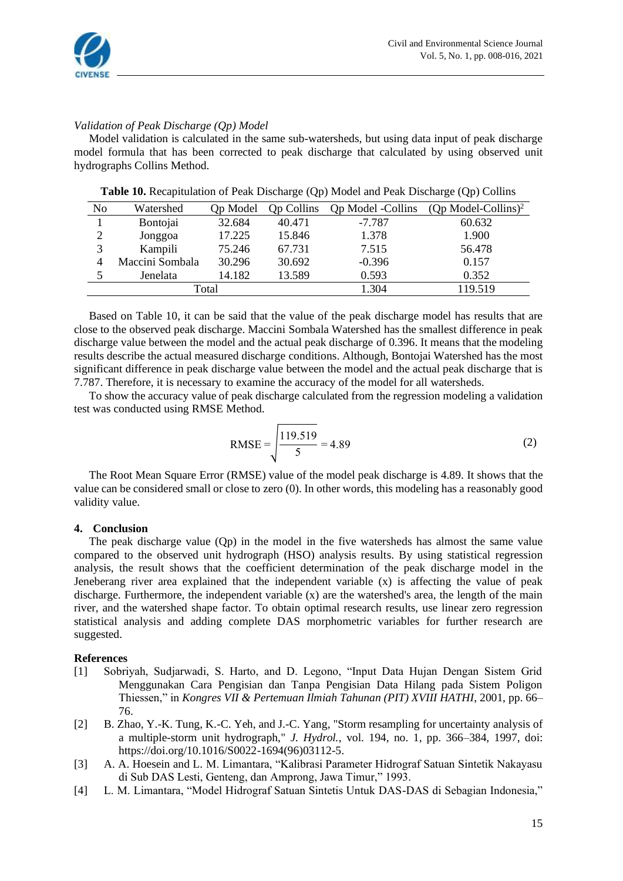*Validation of Peak Discharge (Qp) Model*

Model validation is calculated in the same sub-watersheds, but using data input of peak discharge model formula that has been corrected to peak discharge that calculated by using observed unit hydrographs Collins Method.

**Table 10.** Recapitulation of Peak Discharge (Qp) Model and Peak Discharge (Qp) Collins

| No | Watershed | Qp Model | Qp Collins | Qp Model -Collins | (Qp Model-Collins)$^2$ |
|---|---|---|---|---|---|
| 1 | Bontojai | 32.684 | 40.471 | -7.787 | 60.632 |
| 2 | Jonggoa | 17.225 | 15.846 | 1.378 | 1.900 |
| 3 | Kampili | 75.246 | 67.731 | 7.515 | 56.478 |
| 4 | Maccini Sombala | 30.296 | 30.692 | -0.396 | 0.157 |
| 5 | Jenelata | 14.182 | 13.589 | 0.593 | 0.352 |
| Total | | | | 1.304 | 119.519 |

Based on Table 10, it can be said that the value of the peak discharge model has results that are close to the observed peak discharge. Maccini Sombala Watershed has the smallest difference in peak discharge value between the model and the actual peak discharge of 0.396. It means that the modeling results describe the actual measured discharge conditions. Although, Bontojai Watershed has the most significant difference in peak discharge value between the model and the actual peak discharge that is 7.787. Therefore, it is necessary to examine the accuracy of the model for all watersheds.

To show the accuracy value of peak discharge calculated from the regression modeling a validation test was conducted using RMSE Method.

$$\text{RMSE} = \sqrt{\frac{119.519}{5}} = 4.89 \tag{2}$$

The Root Mean Square Error (RMSE) value of the model peak discharge is 4.89. It shows that the value can be considered small or close to zero (0). In other words, this modeling has a reasonably good validity value.

## 4. Conclusion

The peak discharge value (Qp) in the model in the five watersheds has almost the same value compared to the observed unit hydrograph (HSO) analysis results. By using statistical regression analysis, the result shows that the coefficient determination of the peak discharge model in the Jeneberang river area explained that the independent variable (x) is affecting the value of peak discharge. Furthermore, the independent variable (x) are the watershed's area, the length of the main river, and the watershed shape factor. To obtain optimal research results, use linear zero regression statistical analysis and adding complete DAS morphometric variables for further research are suggested.

## References

[1] Sobriyah, Sudjarwadi, S. Harto, and D. Legono, "Input Data Hujan Dengan Sistem Grid Menggunakan Cara Pengisian dan Tanpa Pengisian Data Hilang pada Sistem Poligon Thiessen," in *Kongres VII & Pertemuan Ilmiah Tahunan (PIT) XVIII HATHI*, 2001, pp. 66–76.

[2] B. Zhao, Y.-K. Tung, K.-C. Yeh, and J.-C. Yang, "Storm resampling for uncertainty analysis of a multiple-storm unit hydrograph," *J. Hydrol.*, vol. 194, no. 1, pp. 366–384, 1997, doi: https://doi.org/10.1016/S0022-1694(96)03112-5.

[3] A. A. Hoesein and L. M. Limantara, "Kalibrasi Parameter Hidrograf Satuan Sintetik Nakayasu di Sub DAS Lesti, Genteng, dan Amprong, Jawa Timur," 1993.

[4] L. M. Limantara, "Model Hidrograf Satuan Sintetis Untuk DAS-DAS di Sebagian Indonesia,"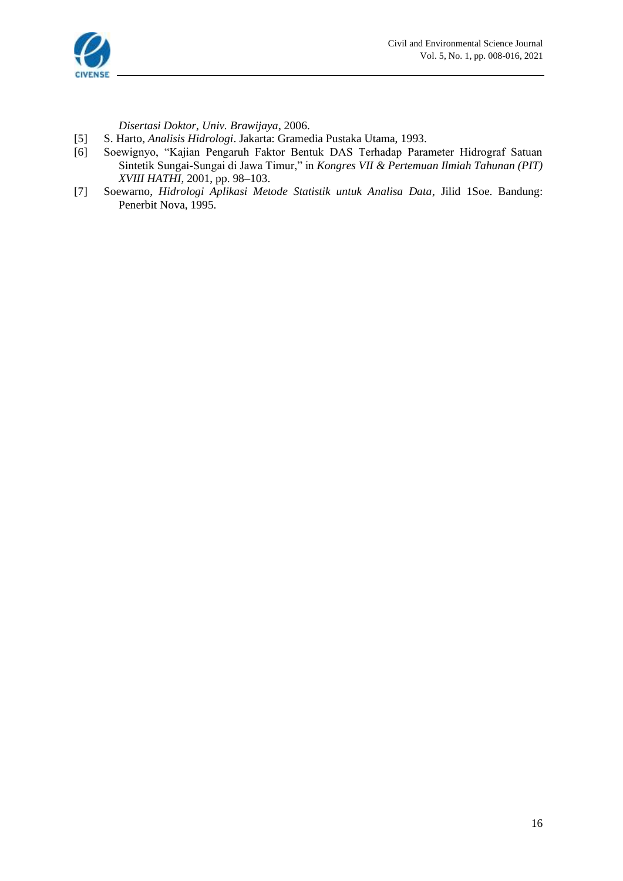*Disertasi Doktor, Univ. Brawijaya*, 2006.

[5] S. Harto, *Analisis Hidrologi*. Jakarta: Gramedia Pustaka Utama, 1993.

[6] Soewignyo, "Kajian Pengaruh Faktor Bentuk DAS Terhadap Parameter Hidrograf Satuan Sintetik Sungai-Sungai di Jawa Timur," in *Kongres VII & Pertemuan Ilmiah Tahunan (PIT) XVIII HATHI*, 2001, pp. 98–103.

[7] Soewarno, *Hidrologi Aplikasi Metode Statistik untuk Analisa Data*, Jilid 1Soe. Bandung: Penerbit Nova, 1995.